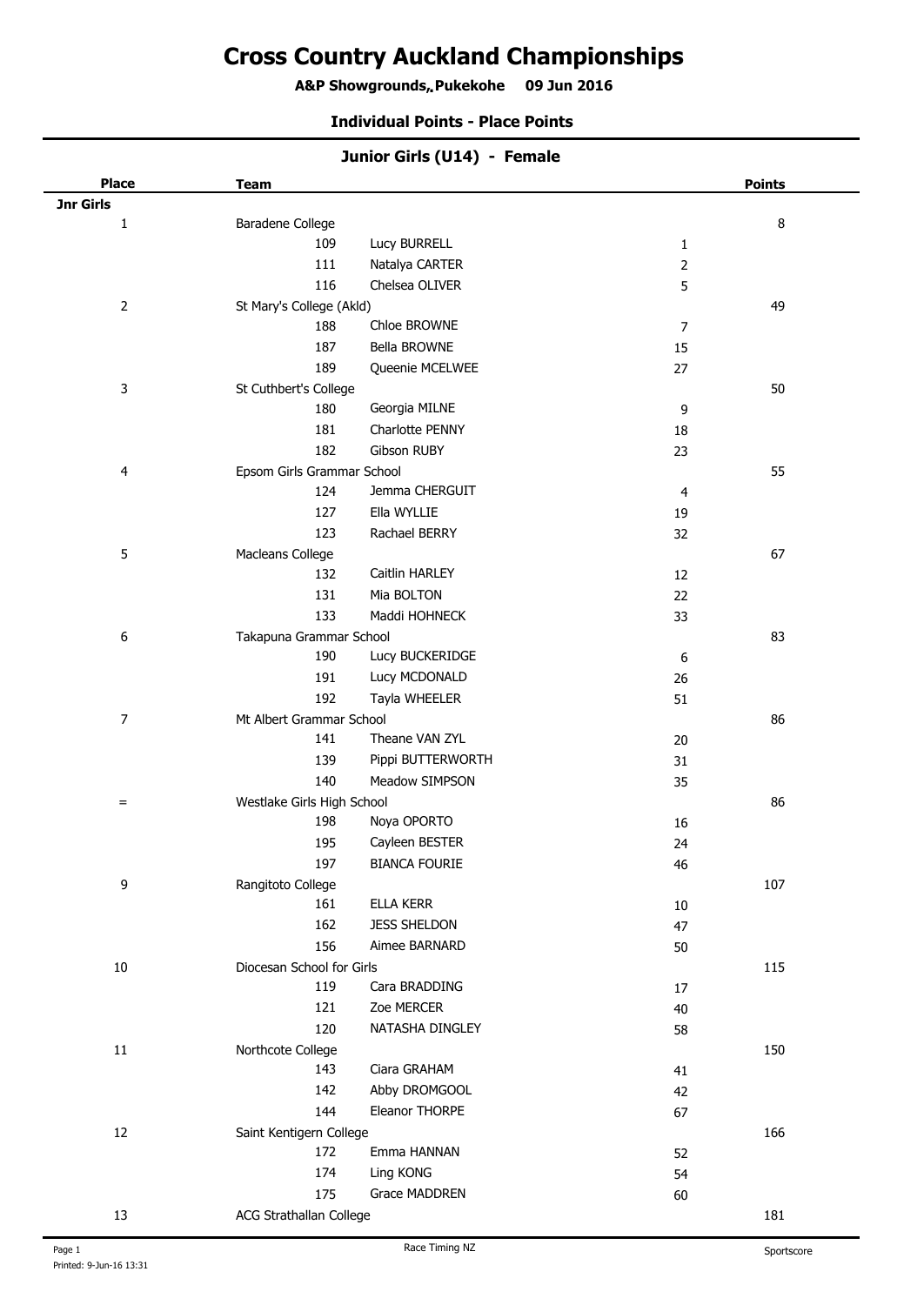# Cross Country Auckland Championships

**A&P Showgrounds, Pukekohe 09 Jun 2016**

**Individual Points - Place Points**

### Junior Girls (U14) - Female

| Place | Team | | | Points |
|---|---|---|---|---|
| **Jnr Girls** | | | | |
| 1 | Baradene College | | | 8 |
| | 109 | Lucy BURRELL | 1 | |
| | 111 | Natalya CARTER | 2 | |
| | 116 | Chelsea OLIVER | 5 | |
| 2 | St Mary's College (Akld) | | | 49 |
| | 188 | Chloe BROWNE | 7 | |
| | 187 | Bella BROWNE | 15 | |
| | 189 | Queenie MCELWEE | 27 | |
| 3 | St Cuthbert's College | | | 50 |
| | 180 | Georgia MILNE | 9 | |
| | 181 | Charlotte PENNY | 18 | |
| | 182 | Gibson RUBY | 23 | |
| 4 | Epsom Girls Grammar School | | | 55 |
| | 124 | Jemma CHERGUIT | 4 | |
| | 127 | Ella WYLLIE | 19 | |
| | 123 | Rachael BERRY | 32 | |
| 5 | Macleans College | | | 67 |
| | 132 | Caitlin HARLEY | 12 | |
| | 131 | Mia BOLTON | 22 | |
| | 133 | Maddi HOHNECK | 33 | |
| 6 | Takapuna Grammar School | | | 83 |
| | 190 | Lucy BUCKERIDGE | 6 | |
| | 191 | Lucy MCDONALD | 26 | |
| | 192 | Tayla WHEELER | 51 | |
| 7 | Mt Albert Grammar School | | | 86 |
| | 141 | Theane VAN ZYL | 20 | |
| | 139 | Pippi BUTTERWORTH | 31 | |
| | 140 | Meadow SIMPSON | 35 | |
| = | Westlake Girls High School | | | 86 |
| | 198 | Noya OPORTO | 16 | |
| | 195 | Cayleen BESTER | 24 | |
| | 197 | BIANCA FOURIE | 46 | |
| 9 | Rangitoto College | | | 107 |
| | 161 | ELLA KERR | 10 | |
| | 162 | JESS SHELDON | 47 | |
| | 156 | Aimee BARNARD | 50 | |
| 10 | Diocesan School for Girls | | | 115 |
| | 119 | Cara BRADDING | 17 | |
| | 121 | Zoe MERCER | 40 | |
| | 120 | NATASHA DINGLEY | 58 | |
| 11 | Northcote College | | | 150 |
| | 143 | Ciara GRAHAM | 41 | |
| | 142 | Abby DROMGOOL | 42 | |
| | 144 | Eleanor THORPE | 67 | |
| 12 | Saint Kentigern College | | | 166 |
| | 172 | Emma HANNAN | 52 | |
| | 174 | Ling KONG | 54 | |
| | 175 | Grace MADDREN | 60 | |
| 13 | ACG Strathallan College | | | 181 |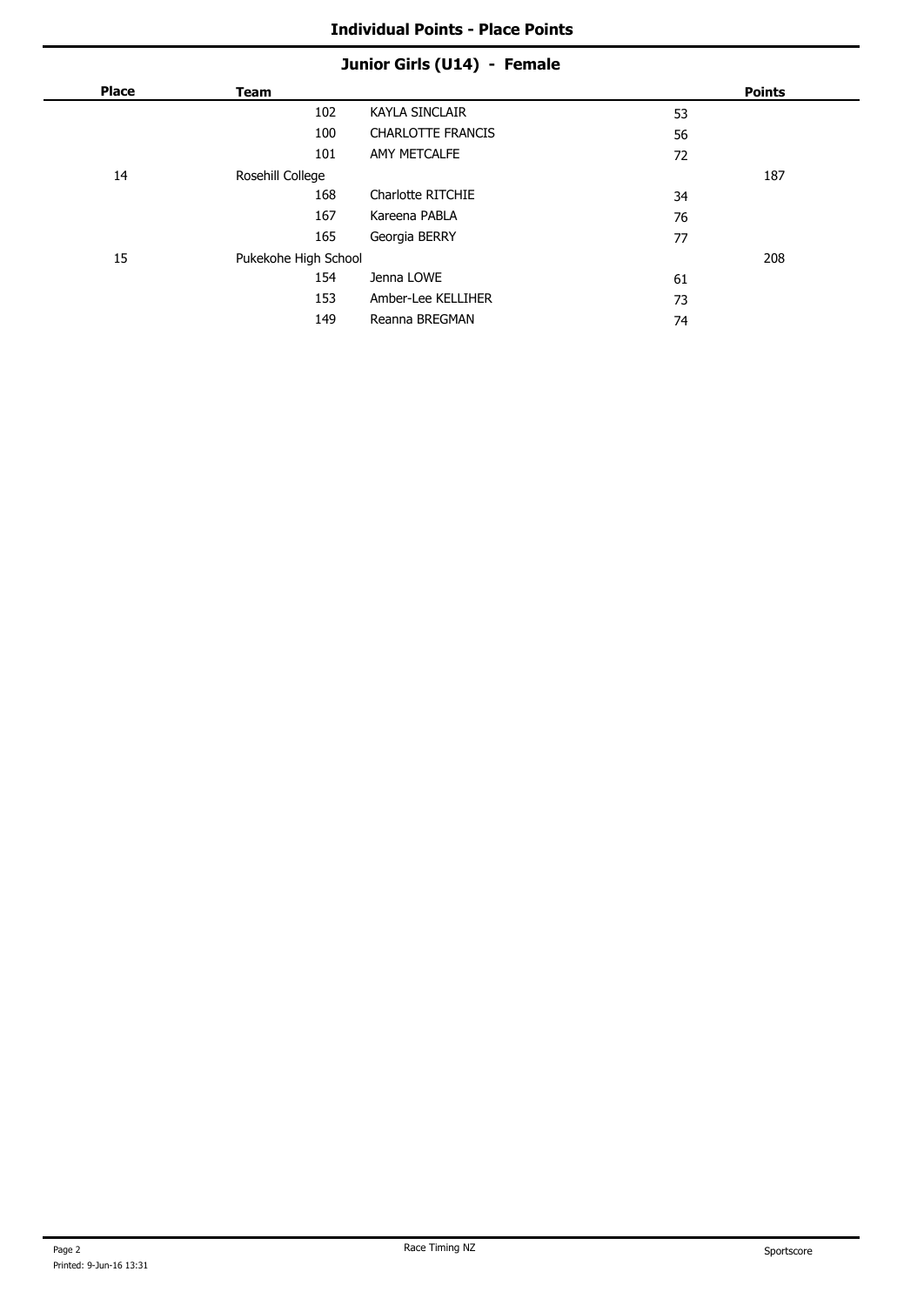## Individual Points - Place Points

### Junior Girls (U14) - Female

| Place | Team | | | Points |
|---|---|---|---|---|
| | 102 | KAYLA SINCLAIR | 53 | |
| | 100 | CHARLOTTE FRANCIS | 56 | |
| | 101 | AMY METCALFE | 72 | |
| 14 | Rosehill College | | | 187 |
| | 168 | Charlotte RITCHIE | 34 | |
| | 167 | Kareena PABLA | 76 | |
| | 165 | Georgia BERRY | 77 | |
| 15 | Pukekohe High School | | | 208 |
| | 154 | Jenna LOWE | 61 | |
| | 153 | Amber-Lee KELLIHER | 73 | |
| | 149 | Reanna BREGMAN | 74 | |

Printed: 9-Jun-16 13:31 Race Timing NZ Sportscore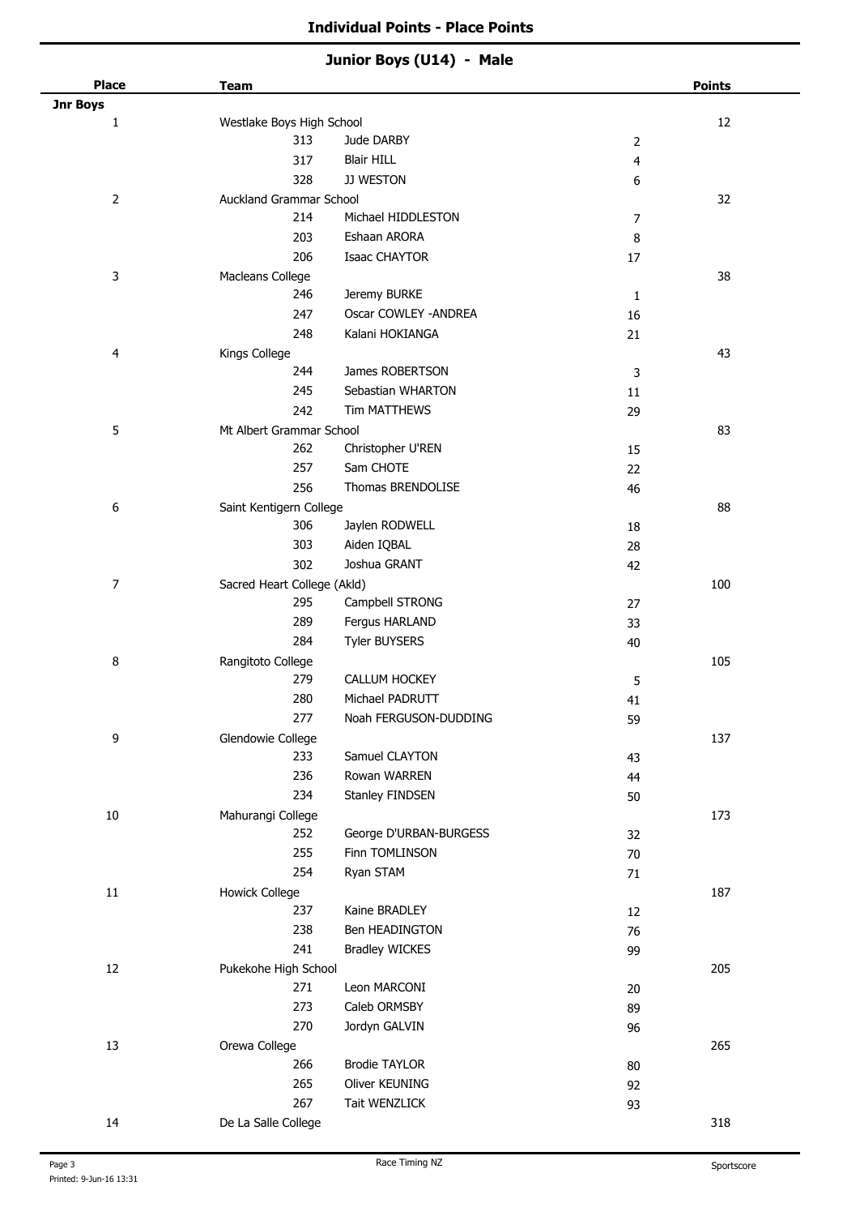## Individual Points - Place Points

### Junior Boys (U14) - Male

| Place | Team | | | | Points |
|---|---|---|---|---|---|
| **Jnr Boys** | | | | | |
| 1 | Westlake Boys High School | | | | 12 |
| | | 313 | Jude DARBY | 2 | |
| | | 317 | Blair HILL | 4 | |
| | | 328 | JJ WESTON | 6 | |
| 2 | Auckland Grammar School | | | | 32 |
| | | 214 | Michael HIDDLESTON | 7 | |
| | | 203 | Eshaan ARORA | 8 | |
| | | 206 | Isaac CHAYTOR | 17 | |
| 3 | Macleans College | | | | 38 |
| | | 246 | Jeremy BURKE | 1 | |
| | | 247 | Oscar COWLEY -ANDREA | 16 | |
| | | 248 | Kalani HOKIANGA | 21 | |
| 4 | Kings College | | | | 43 |
| | | 244 | James ROBERTSON | 3 | |
| | | 245 | Sebastian WHARTON | 11 | |
| | | 242 | Tim MATTHEWS | 29 | |
| 5 | Mt Albert Grammar School | | | | 83 |
| | | 262 | Christopher U'REN | 15 | |
| | | 257 | Sam CHOTE | 22 | |
| | | 256 | Thomas BRENDOLISE | 46 | |
| 6 | Saint Kentigern College | | | | 88 |
| | | 306 | Jaylen RODWELL | 18 | |
| | | 303 | Aiden IQBAL | 28 | |
| | | 302 | Joshua GRANT | 42 | |
| 7 | Sacred Heart College (Akld) | | | | 100 |
| | | 295 | Campbell STRONG | 27 | |
| | | 289 | Fergus HARLAND | 33 | |
| | | 284 | Tyler BUYSERS | 40 | |
| 8 | Rangitoto College | | | | 105 |
| | | 279 | CALLUM HOCKEY | 5 | |
| | | 280 | Michael PADRUTT | 41 | |
| | | 277 | Noah FERGUSON-DUDDING | 59 | |
| 9 | Glendowie College | | | | 137 |
| | | 233 | Samuel CLAYTON | 43 | |
| | | 236 | Rowan WARREN | 44 | |
| | | 234 | Stanley FINDSEN | 50 | |
| 10 | Mahurangi College | | | | 173 |
| | | 252 | George D'URBAN-BURGESS | 32 | |
| | | 255 | Finn TOMLINSON | 70 | |
| | | 254 | Ryan STAM | 71 | |
| 11 | Howick College | | | | 187 |
| | | 237 | Kaine BRADLEY | 12 | |
| | | 238 | Ben HEADINGTON | 76 | |
| | | 241 | Bradley WICKES | 99 | |
| 12 | Pukekohe High School | | | | 205 |
| | | 271 | Leon MARCONI | 20 | |
| | | 273 | Caleb ORMSBY | 89 | |
| | | 270 | Jordyn GALVIN | 96 | |
| 13 | Orewa College | | | | 265 |
| | | 266 | Brodie TAYLOR | 80 | |
| | | 265 | Oliver KEUNING | 92 | |
| | | 267 | Tait WENZLICK | 93 | |
| 14 | De La Salle College | | | | 318 |

Printed: 9-Jun-16 13:31

Race Timing NZ

Sportscore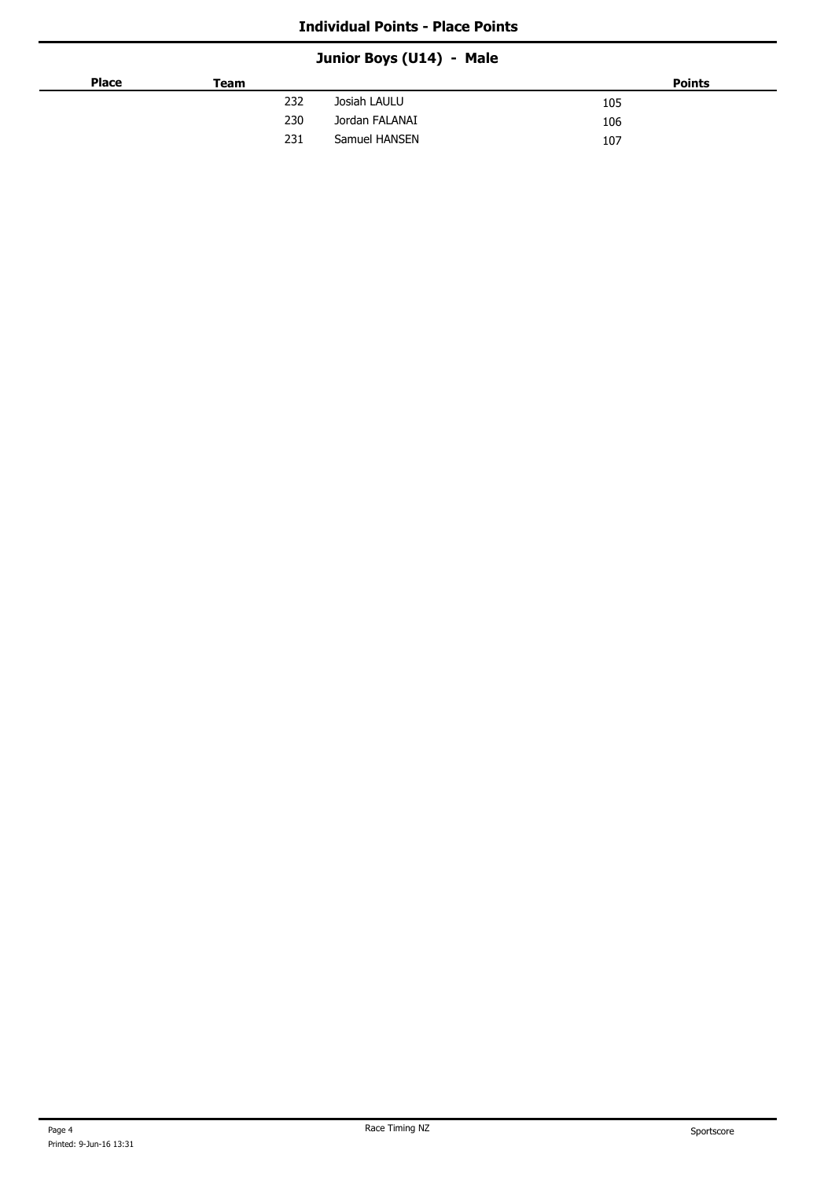## Individual Points - Place Points

### Junior Boys (U14) - Male

| Place | Team | | Points |
|---|---|---|---|
| | 232 | Josiah LAULU | 105 |
| | 230 | Jordan FALANAI | 106 |
| | 231 | Samuel HANSEN | 107 |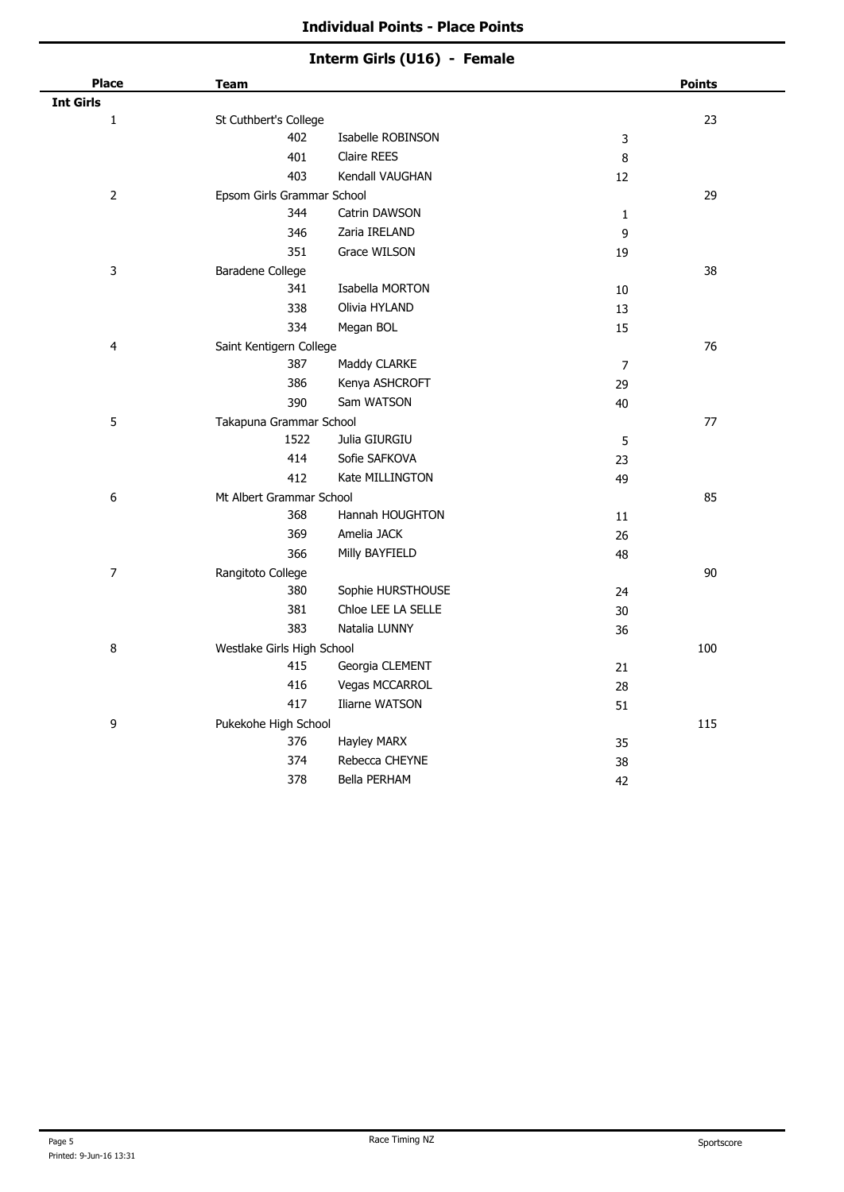## Individual Points - Place Points

### Interm Girls (U16) - Female

| Place | Team | | | Points |
|---|---|---|---|---|
| **Int Girls** | | | | |
| 1 | St Cuthbert's College | | | 23 |
| | 402 | Isabelle ROBINSON | 3 | |
| | 401 | Claire REES | 8 | |
| | 403 | Kendall VAUGHAN | 12 | |
| 2 | Epsom Girls Grammar School | | | 29 |
| | 344 | Catrin DAWSON | 1 | |
| | 346 | Zaria IRELAND | 9 | |
| | 351 | Grace WILSON | 19 | |
| 3 | Baradene College | | | 38 |
| | 341 | Isabella MORTON | 10 | |
| | 338 | Olivia HYLAND | 13 | |
| | 334 | Megan BOL | 15 | |
| 4 | Saint Kentigern College | | | 76 |
| | 387 | Maddy CLARKE | 7 | |
| | 386 | Kenya ASHCROFT | 29 | |
| | 390 | Sam WATSON | 40 | |
| 5 | Takapuna Grammar School | | | 77 |
| | 1522 | Julia GIURGIU | 5 | |
| | 414 | Sofie SAFKOVA | 23 | |
| | 412 | Kate MILLINGTON | 49 | |
| 6 | Mt Albert Grammar School | | | 85 |
| | 368 | Hannah HOUGHTON | 11 | |
| | 369 | Amelia JACK | 26 | |
| | 366 | Milly BAYFIELD | 48 | |
| 7 | Rangitoto College | | | 90 |
| | 380 | Sophie HURSTHOUSE | 24 | |
| | 381 | Chloe LEE LA SELLE | 30 | |
| | 383 | Natalia LUNNY | 36 | |
| 8 | Westlake Girls High School | | | 100 |
| | 415 | Georgia CLEMENT | 21 | |
| | 416 | Vegas MCCARROL | 28 | |
| | 417 | Iliarne WATSON | 51 | |
| 9 | Pukekohe High School | | | 115 |
| | 376 | Hayley MARX | 35 | |
| | 374 | Rebecca CHEYNE | 38 | |
| | 378 | Bella PERHAM | 42 | |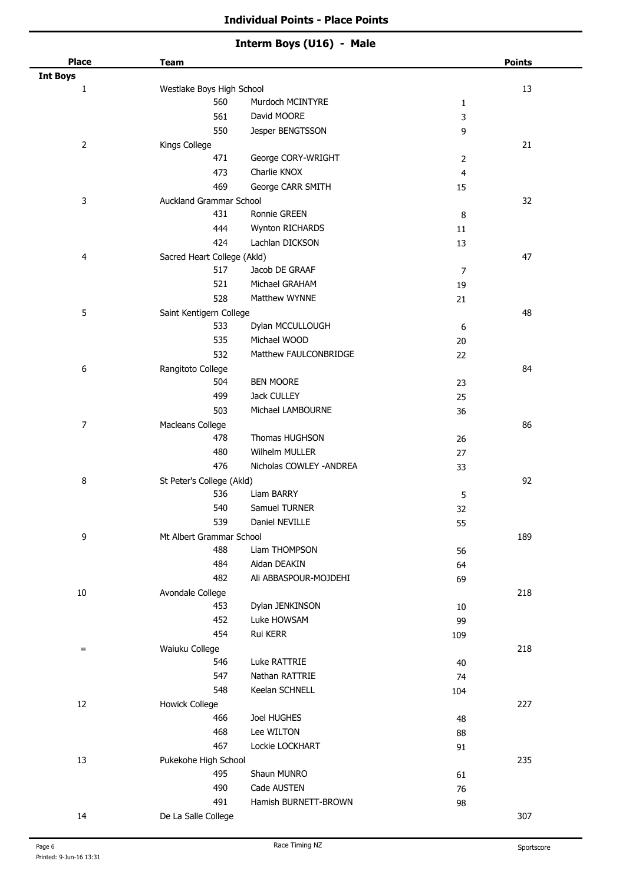## Individual Points - Place Points

### Interm Boys (U16) - Male

| Place | Team | | | Points |
|---|---|---|---|---|
| **Int Boys** | | | | |
| 1 | Westlake Boys High School | | | 13 |
| | 560 | Murdoch MCINTYRE | 1 | |
| | 561 | David MOORE | 3 | |
| | 550 | Jesper BENGTSSON | 9 | |
| 2 | Kings College | | | 21 |
| | 471 | George CORY-WRIGHT | 2 | |
| | 473 | Charlie KNOX | 4 | |
| | 469 | George CARR SMITH | 15 | |
| 3 | Auckland Grammar School | | | 32 |
| | 431 | Ronnie GREEN | 8 | |
| | 444 | Wynton RICHARDS | 11 | |
| | 424 | Lachlan DICKSON | 13 | |
| 4 | Sacred Heart College (Akld) | | | 47 |
| | 517 | Jacob DE GRAAF | 7 | |
| | 521 | Michael GRAHAM | 19 | |
| | 528 | Matthew WYNNE | 21 | |
| 5 | Saint Kentigern College | | | 48 |
| | 533 | Dylan MCCULLOUGH | 6 | |
| | 535 | Michael WOOD | 20 | |
| | 532 | Matthew FAULCONBRIDGE | 22 | |
| 6 | Rangitoto College | | | 84 |
| | 504 | BEN MOORE | 23 | |
| | 499 | Jack CULLEY | 25 | |
| | 503 | Michael LAMBOURNE | 36 | |
| 7 | Macleans College | | | 86 |
| | 478 | Thomas HUGHSON | 26 | |
| | 480 | Wilhelm MULLER | 27 | |
| | 476 | Nicholas COWLEY -ANDREA | 33 | |
| 8 | St Peter's College (Akld) | | | 92 |
| | 536 | Liam BARRY | 5 | |
| | 540 | Samuel TURNER | 32 | |
| | 539 | Daniel NEVILLE | 55 | |
| 9 | Mt Albert Grammar School | | | 189 |
| | 488 | Liam THOMPSON | 56 | |
| | 484 | Aidan DEAKIN | 64 | |
| | 482 | Ali ABBASPOUR-MOJDEHI | 69 | |
| 10 | Avondale College | | | 218 |
| | 453 | Dylan JENKINSON | 10 | |
| | 452 | Luke HOWSAM | 99 | |
| | 454 | Rui KERR | 109 | |
| = | Waiuku College | | | 218 |
| | 546 | Luke RATTRIE | 40 | |
| | 547 | Nathan RATTRIE | 74 | |
| | 548 | Keelan SCHNELL | 104 | |
| 12 | Howick College | | | 227 |
| | 466 | Joel HUGHES | 48 | |
| | 468 | Lee WILTON | 88 | |
| | 467 | Lockie LOCKHART | 91 | |
| 13 | Pukekohe High School | | | 235 |
| | 495 | Shaun MUNRO | 61 | |
| | 490 | Cade AUSTEN | 76 | |
| | 491 | Hamish BURNETT-BROWN | 98 | |
| 14 | De La Salle College | | | 307 |

Printed: 9-Jun-16 13:31

Race Timing NZ

Sportscore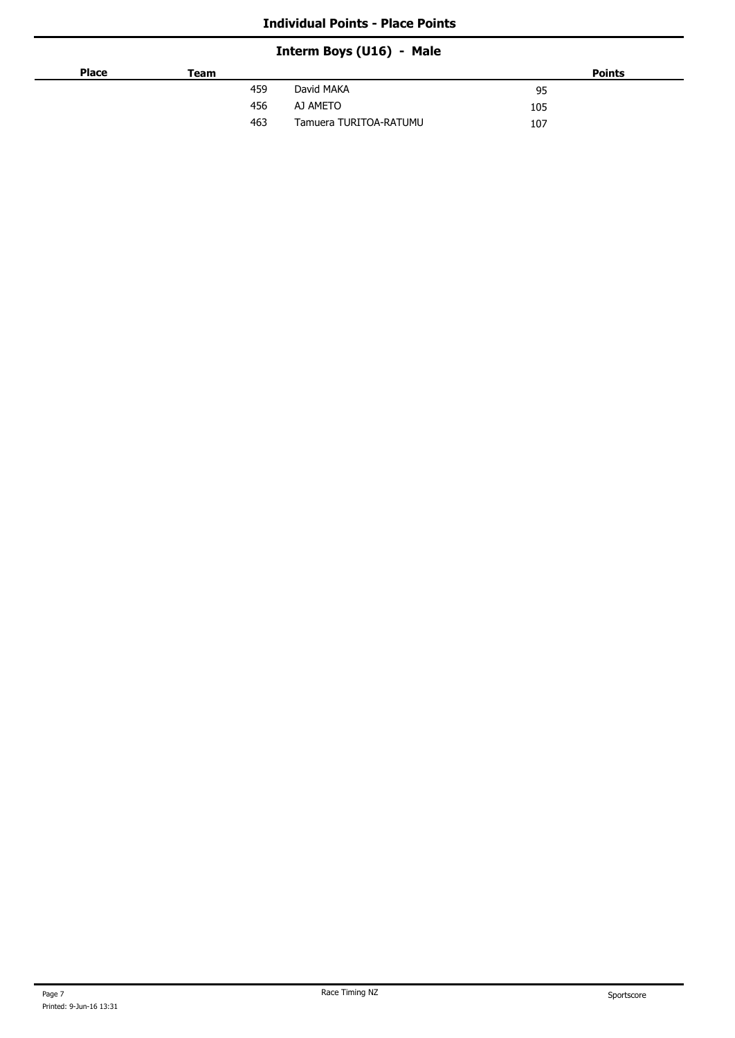## Individual Points - Place Points

### Interm Boys (U16) - Male

| Place | Team | | Points |
|---|---|---|---|
| | 459 | David MAKA | 95 |
| | 456 | AJ AMETO | 105 |
| | 463 | Tamuera TURITOA-RATUMU | 107 |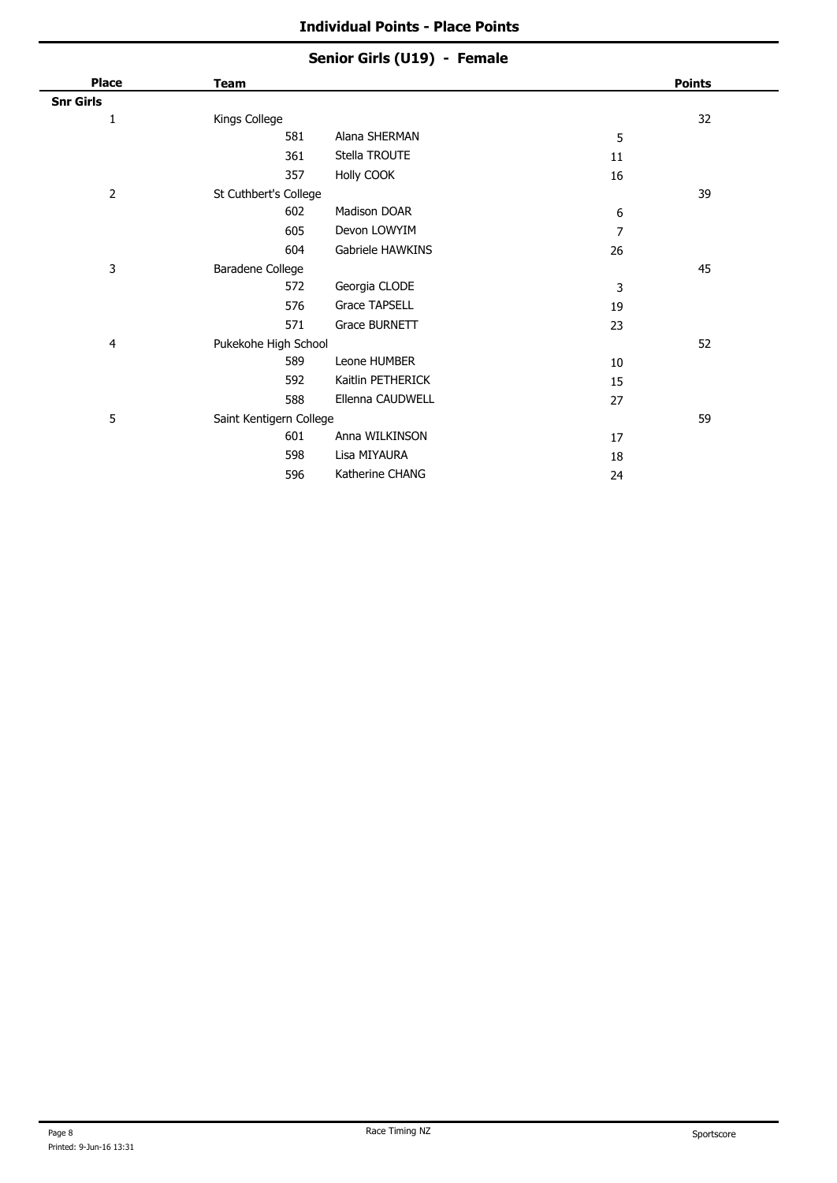## Individual Points - Place Points

### Senior Girls (U19) - Female

| Place | Team | | | Points |
|---|---|---|---|---|
| **Snr Girls** | | | | |
| 1 | Kings College | | | 32 |
| | 581 | Alana SHERMAN | 5 | |
| | 361 | Stella TROUTE | 11 | |
| | 357 | Holly COOK | 16 | |
| 2 | St Cuthbert's College | | | 39 |
| | 602 | Madison DOAR | 6 | |
| | 605 | Devon LOWYIM | 7 | |
| | 604 | Gabriele HAWKINS | 26 | |
| 3 | Baradene College | | | 45 |
| | 572 | Georgia CLODE | 3 | |
| | 576 | Grace TAPSELL | 19 | |
| | 571 | Grace BURNETT | 23 | |
| 4 | Pukekohe High School | | | 52 |
| | 589 | Leone HUMBER | 10 | |
| | 592 | Kaitlin PETHERICK | 15 | |
| | 588 | Ellenna CAUDWELL | 27 | |
| 5 | Saint Kentigern College | | | 59 |
| | 601 | Anna WILKINSON | 17 | |
| | 598 | Lisa MIYAURA | 18 | |
| | 596 | Katherine CHANG | 24 | |

Printed: 9-Jun-16 13:31 Race Timing NZ Sportscore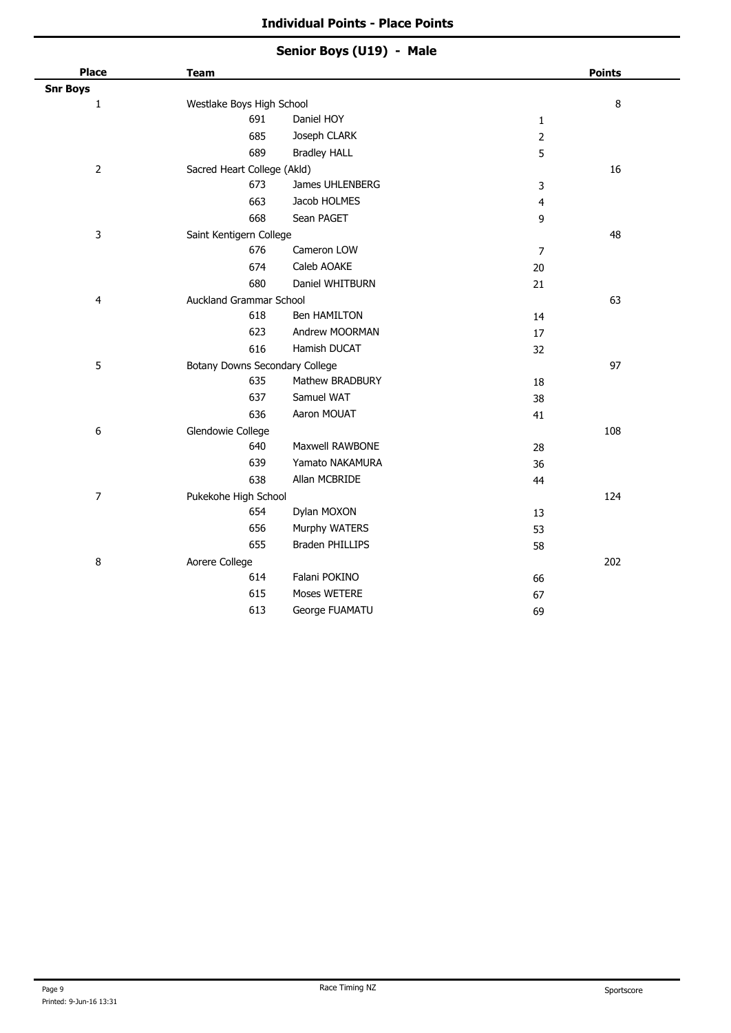## Individual Points - Place Points

### Senior Boys (U19) - Male

| Place | Team | | | Points |
|---|---|---|---|---|
| **Snr Boys** | | | | |
| 1 | Westlake Boys High School | | | 8 |
| | 691 | Daniel HOY | 1 | |
| | 685 | Joseph CLARK | 2 | |
| | 689 | Bradley HALL | 5 | |
| 2 | Sacred Heart College (Akld) | | | 16 |
| | 673 | James UHLENBERG | 3 | |
| | 663 | Jacob HOLMES | 4 | |
| | 668 | Sean PAGET | 9 | |
| 3 | Saint Kentigern College | | | 48 |
| | 676 | Cameron LOW | 7 | |
| | 674 | Caleb AOAKE | 20 | |
| | 680 | Daniel WHITBURN | 21 | |
| 4 | Auckland Grammar School | | | 63 |
| | 618 | Ben HAMILTON | 14 | |
| | 623 | Andrew MOORMAN | 17 | |
| | 616 | Hamish DUCAT | 32 | |
| 5 | Botany Downs Secondary College | | | 97 |
| | 635 | Mathew BRADBURY | 18 | |
| | 637 | Samuel WAT | 38 | |
| | 636 | Aaron MOUAT | 41 | |
| 6 | Glendowie College | | | 108 |
| | 640 | Maxwell RAWBONE | 28 | |
| | 639 | Yamato NAKAMURA | 36 | |
| | 638 | Allan MCBRIDE | 44 | |
| 7 | Pukekohe High School | | | 124 |
| | 654 | Dylan MOXON | 13 | |
| | 656 | Murphy WATERS | 53 | |
| | 655 | Braden PHILLIPS | 58 | |
| 8 | Aorere College | | | 202 |
| | 614 | Falani POKINO | 66 | |
| | 615 | Moses WETERE | 67 | |
| | 613 | George FUAMATU | 69 | |

Printed: 9-Jun-16 13:31

Race Timing NZ

Sportscore